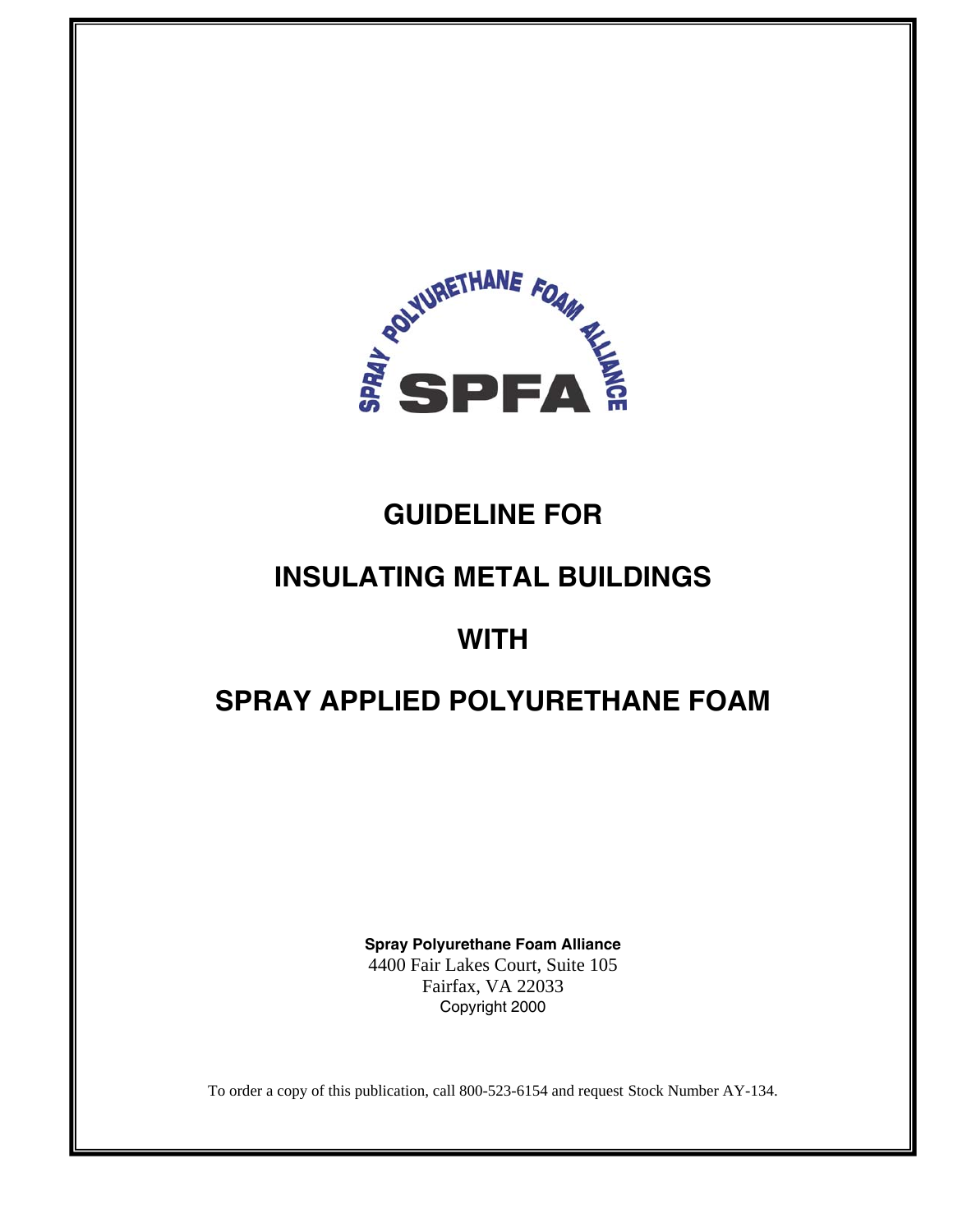SPRAY POLYURETHANE FOAM ALLIANCE

SPFA

# GUIDELINE FOR

# INSULATING METAL BUILDINGS

# WITH

# SPRAY APPLIED POLYURETHANE FOAM

**Spray Polyurethane Foam Alliance**
4400 Fair Lakes Court, Suite 105
Fairfax, VA 22033
Copyright 2000

To order a copy of this publication, call 800-523-6154 and request Stock Number AY-134.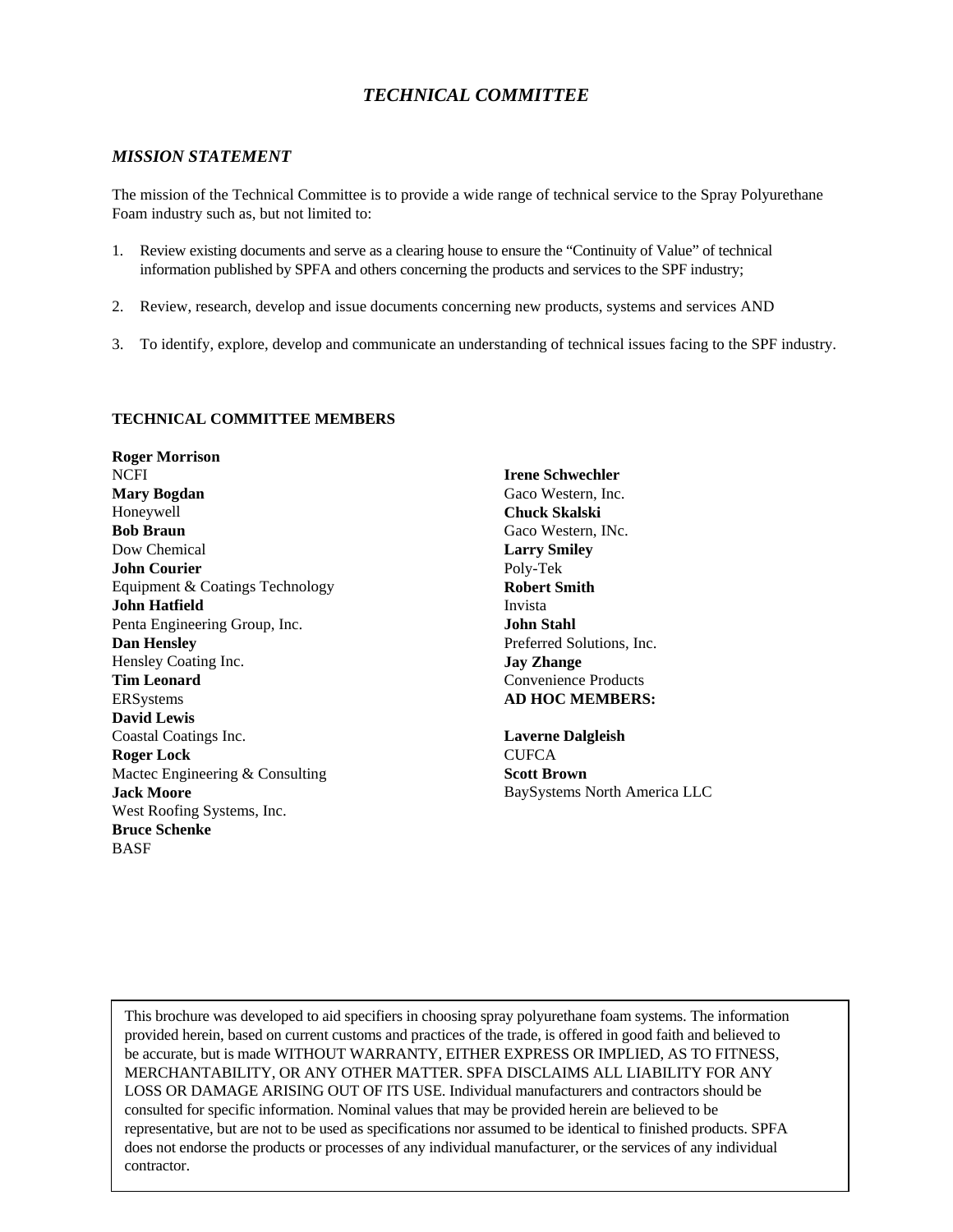# *TECHNICAL COMMITTEE*

## *MISSION STATEMENT*

The mission of the Technical Committee is to provide a wide range of technical service to the Spray Polyurethane Foam industry such as, but not limited to:

1. Review existing documents and serve as a clearing house to ensure the "Continuity of Value" of technical information published by SPFA and others concerning the products and services to the SPF industry;

2. Review, research, develop and issue documents concerning new products, systems and services AND

3. To identify, explore, develop and communicate an understanding of technical issues facing to the SPF industry.

**TECHNICAL COMMITTEE MEMBERS**

**Roger Morrison**
NCFI
**Mary Bogdan**
Honeywell
**Bob Braun**
Dow Chemical
**John Courier**
Equipment & Coatings Technology
**John Hatfield**
Penta Engineering Group, Inc.
**Dan Hensley**
Hensley Coating Inc.
**Tim Leonard**
ERSystems
**David Lewis**
Coastal Coatings Inc.
**Roger Lock**
Mactec Engineering & Consulting
**Jack Moore**
West Roofing Systems, Inc.
**Bruce Schenke**
BASF
**Irene Schwechler**
Gaco Western, Inc.
**Chuck Skalski**
Gaco Western, INc.
**Larry Smiley**
Poly-Tek
**Robert Smith**
Invista
**John Stahl**
Preferred Solutions, Inc.
**Jay Zhange**
Convenience Products

**AD HOC MEMBERS:**

**Laverne Dalgleish**
CUFCA
**Scott Brown**
BaySystems North America LLC

This brochure was developed to aid specifiers in choosing spray polyurethane foam systems. The information provided herein, based on current customs and practices of the trade, is offered in good faith and believed to be accurate, but is made WITHOUT WARRANTY, EITHER EXPRESS OR IMPLIED, AS TO FITNESS, MERCHANTABILITY, OR ANY OTHER MATTER. SPFA DISCLAIMS ALL LIABILITY FOR ANY LOSS OR DAMAGE ARISING OUT OF ITS USE. Individual manufacturers and contractors should be consulted for specific information. Nominal values that may be provided herein are believed to be representative, but are not to be used as specifications nor assumed to be identical to finished products. SPFA does not endorse the products or processes of any individual manufacturer, or the services of any individual contractor.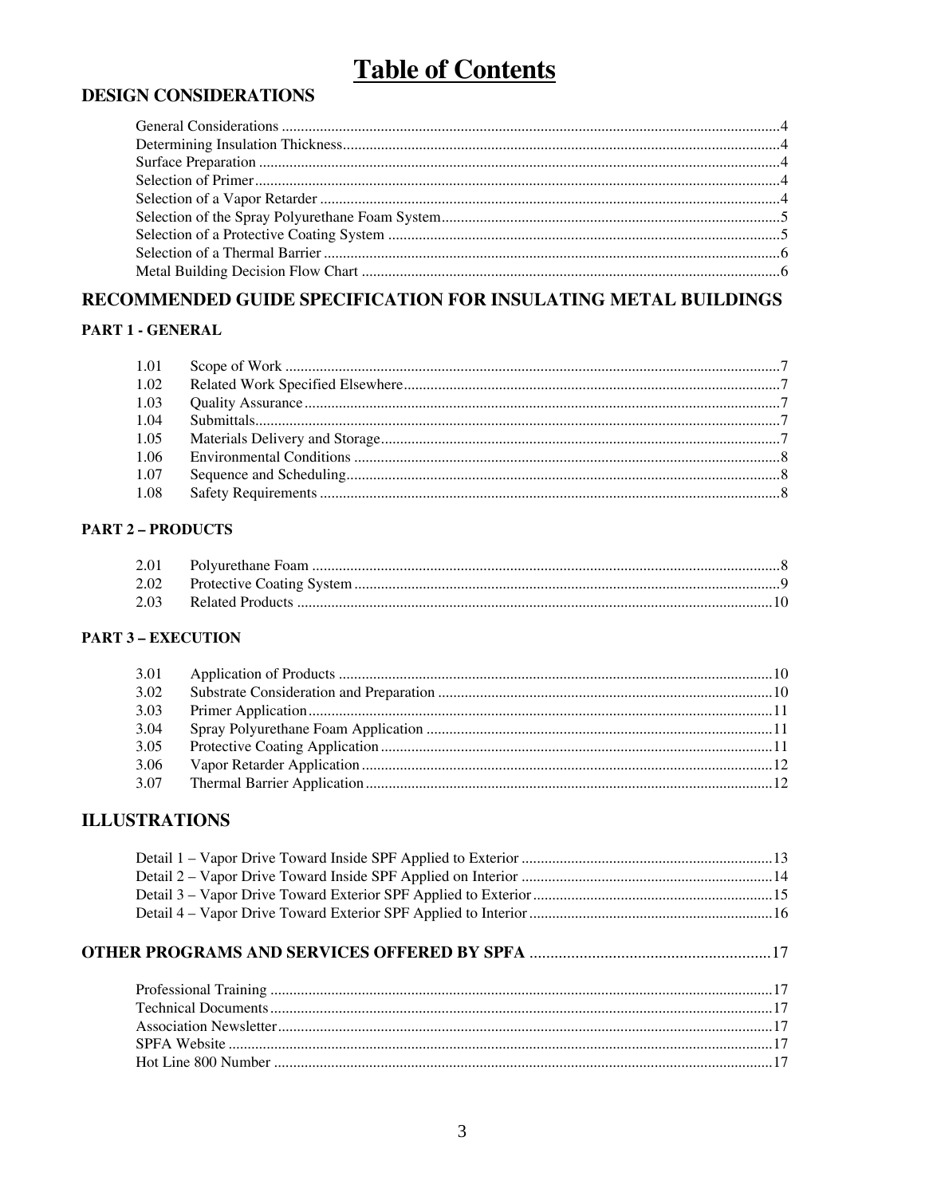# Table of Contents

## DESIGN CONSIDERATIONS

General Considerations .....4
Determining Insulation Thickness.....4
Surface Preparation .....4
Selection of Primer.....4
Selection of a Vapor Retarder .....4
Selection of the Spray Polyurethane Foam System.....5
Selection of a Protective Coating System .....5
Selection of a Thermal Barrier .....6
Metal Building Decision Flow Chart .....6

## RECOMMENDED GUIDE SPECIFICATION FOR INSULATING METAL BUILDINGS

### PART 1 - GENERAL

1.01 Scope of Work .....7
1.02 Related Work Specified Elsewhere.....7
1.03 Quality Assurance.....7
1.04 Submittals.....7
1.05 Materials Delivery and Storage.....7
1.06 Environmental Conditions .....8
1.07 Sequence and Scheduling.....8
1.08 Safety Requirements .....8

### PART 2 – PRODUCTS

2.01 Polyurethane Foam .....8
2.02 Protective Coating System .....9
2.03 Related Products .....10

### PART 3 – EXECUTION

3.01 Application of Products .....10
3.02 Substrate Consideration and Preparation .....10
3.03 Primer Application.....11
3.04 Spray Polyurethane Foam Application .....11
3.05 Protective Coating Application.....11
3.06 Vapor Retarder Application.....12
3.07 Thermal Barrier Application.....12

## ILLUSTRATIONS

Detail 1 – Vapor Drive Toward Inside SPF Applied to Exterior .....13
Detail 2 – Vapor Drive Toward Inside SPF Applied on Interior .....14
Detail 3 – Vapor Drive Toward Exterior SPF Applied to Exterior.....15
Detail 4 – Vapor Drive Toward Exterior SPF Applied to Interior.....16

## OTHER PROGRAMS AND SERVICES OFFERED BY SPFA .....17

Professional Training .....17
Technical Documents.....17
Association Newsletter.....17
SPFA Website .....17
Hot Line 800 Number .....17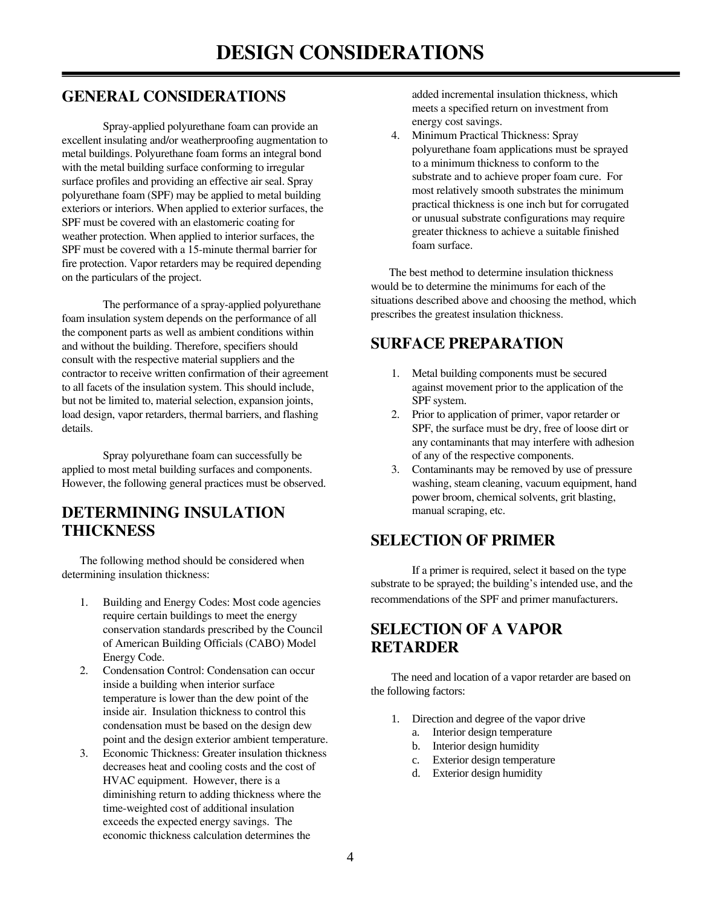# DESIGN CONSIDERATIONS

## GENERAL CONSIDERATIONS

Spray-applied polyurethane foam can provide an excellent insulating and/or weatherproofing augmentation to metal buildings. Polyurethane foam forms an integral bond with the metal building surface conforming to irregular surface profiles and providing an effective air seal. Spray polyurethane foam (SPF) may be applied to metal building exteriors or interiors. When applied to exterior surfaces, the SPF must be covered with an elastomeric coating for weather protection. When applied to interior surfaces, the SPF must be covered with a 15-minute thermal barrier for fire protection. Vapor retarders may be required depending on the particulars of the project.

The performance of a spray-applied polyurethane foam insulation system depends on the performance of all the component parts as well as ambient conditions within and without the building. Therefore, specifiers should consult with the respective material suppliers and the contractor to receive written confirmation of their agreement to all facets of the insulation system. This should include, but not be limited to, material selection, expansion joints, load design, vapor retarders, thermal barriers, and flashing details.

Spray polyurethane foam can successfully be applied to most metal building surfaces and components. However, the following general practices must be observed.

## DETERMINING INSULATION THICKNESS

The following method should be considered when determining insulation thickness:

1. Building and Energy Codes: Most code agencies require certain buildings to meet the energy conservation standards prescribed by the Council of American Building Officials (CABO) Model Energy Code.
2. Condensation Control: Condensation can occur inside a building when interior surface temperature is lower than the dew point of the inside air. Insulation thickness to control this condensation must be based on the design dew point and the design exterior ambient temperature.
3. Economic Thickness: Greater insulation thickness decreases heat and cooling costs and the cost of HVAC equipment. However, there is a diminishing return to adding thickness where the time-weighted cost of additional insulation exceeds the expected energy savings. The economic thickness calculation determines the added incremental insulation thickness, which meets a specified return on investment from energy cost savings.
4. Minimum Practical Thickness: Spray polyurethane foam applications must be sprayed to a minimum thickness to conform to the substrate and to achieve proper foam cure. For most relatively smooth substrates the minimum practical thickness is one inch but for corrugated or unusual substrate configurations may require greater thickness to achieve a suitable finished foam surface.

The best method to determine insulation thickness would be to determine the minimums for each of the situations described above and choosing the method, which prescribes the greatest insulation thickness.

## SURFACE PREPARATION

1. Metal building components must be secured against movement prior to the application of the SPF system.
2. Prior to application of primer, vapor retarder or SPF, the surface must be dry, free of loose dirt or any contaminants that may interfere with adhesion of any of the respective components.
3. Contaminants may be removed by use of pressure washing, steam cleaning, vacuum equipment, hand power broom, chemical solvents, grit blasting, manual scraping, etc.

## SELECTION OF PRIMER

If a primer is required, select it based on the type substrate to be sprayed; the building's intended use, and the recommendations of the SPF and primer manufacturers.

## SELECTION OF A VAPOR RETARDER

The need and location of a vapor retarder are based on the following factors:

1. Direction and degree of the vapor drive
   a. Interior design temperature
   b. Interior design humidity
   c. Exterior design temperature
   d. Exterior design humidity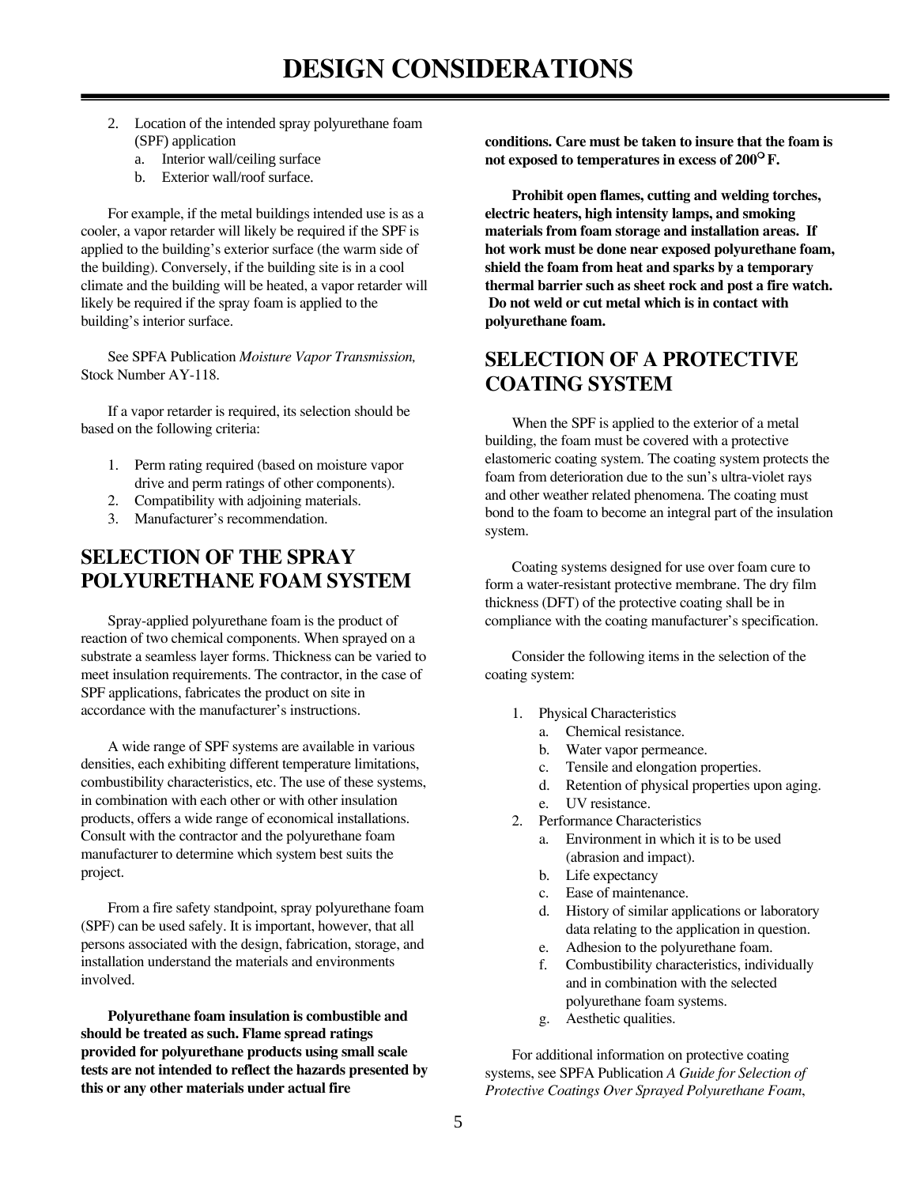# DESIGN CONSIDERATIONS

2. Location of the intended spray polyurethane foam (SPF) application
   a. Interior wall/ceiling surface
   b. Exterior wall/roof surface.

For example, if the metal buildings intended use is as a cooler, a vapor retarder will likely be required if the SPF is applied to the building's exterior surface (the warm side of the building). Conversely, if the building site is in a cool climate and the building will be heated, a vapor retarder will likely be required if the spray foam is applied to the building's interior surface.

See SPFA Publication *Moisture Vapor Transmission,* Stock Number AY-118.

If a vapor retarder is required, its selection should be based on the following criteria:

1. Perm rating required (based on moisture vapor drive and perm ratings of other components).
2. Compatibility with adjoining materials.
3. Manufacturer's recommendation.

## SELECTION OF THE SPRAY POLYURETHANE FOAM SYSTEM

Spray-applied polyurethane foam is the product of reaction of two chemical components. When sprayed on a substrate a seamless layer forms. Thickness can be varied to meet insulation requirements. The contractor, in the case of SPF applications, fabricates the product on site in accordance with the manufacturer's instructions.

A wide range of SPF systems are available in various densities, each exhibiting different temperature limitations, combustibility characteristics, etc. The use of these systems, in combination with each other or with other insulation products, offers a wide range of economical installations. Consult with the contractor and the polyurethane foam manufacturer to determine which system best suits the project.

From a fire safety standpoint, spray polyurethane foam (SPF) can be used safely. It is important, however, that all persons associated with the design, fabrication, storage, and installation understand the materials and environments involved.

**Polyurethane foam insulation is combustible and should be treated as such. Flame spread ratings provided for polyurethane products using small scale tests are not intended to reflect the hazards presented by this or any other materials under actual fire conditions. Care must be taken to insure that the foam is not exposed to temperatures in excess of 200° F.**

**Prohibit open flames, cutting and welding torches, electric heaters, high intensity lamps, and smoking materials from foam storage and installation areas. If hot work must be done near exposed polyurethane foam, shield the foam from heat and sparks by a temporary thermal barrier such as sheet rock and post a fire watch. Do not weld or cut metal which is in contact with polyurethane foam.**

## SELECTION OF A PROTECTIVE COATING SYSTEM

When the SPF is applied to the exterior of a metal building, the foam must be covered with a protective elastomeric coating system. The coating system protects the foam from deterioration due to the sun's ultra-violet rays and other weather related phenomena. The coating must bond to the foam to become an integral part of the insulation system.

Coating systems designed for use over foam cure to form a water-resistant protective membrane. The dry film thickness (DFT) of the protective coating shall be in compliance with the coating manufacturer's specification.

Consider the following items in the selection of the coating system:

1. Physical Characteristics
   a. Chemical resistance.
   b. Water vapor permeance.
   c. Tensile and elongation properties.
   d. Retention of physical properties upon aging.
   e. UV resistance.
2. Performance Characteristics
   a. Environment in which it is to be used (abrasion and impact).
   b. Life expectancy
   c. Ease of maintenance.
   d. History of similar applications or laboratory data relating to the application in question.
   e. Adhesion to the polyurethane foam.
   f. Combustibility characteristics, individually and in combination with the selected polyurethane foam systems.
   g. Aesthetic qualities.

For additional information on protective coating systems, see SPFA Publication *A Guide for Selection of Protective Coatings Over Sprayed Polyurethane Foam*,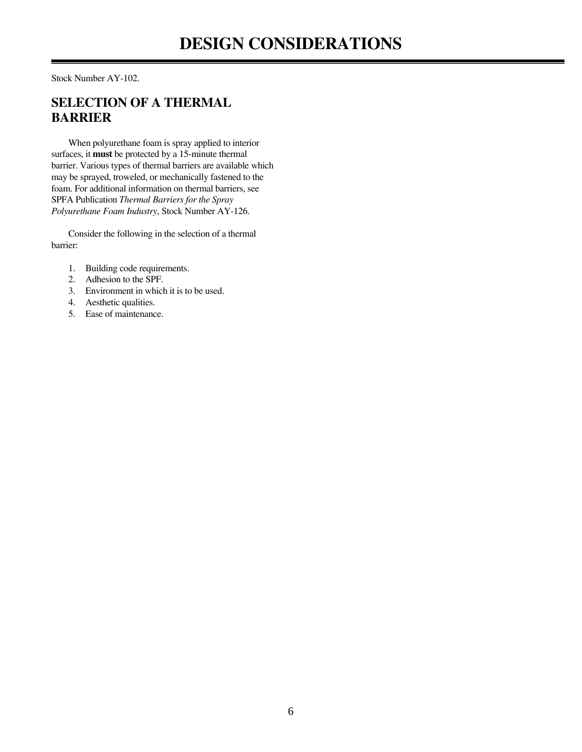Stock Number AY-102.

## SELECTION OF A THERMAL BARRIER

When polyurethane foam is spray applied to interior surfaces, it **must** be protected by a 15-minute thermal barrier. Various types of thermal barriers are available which may be sprayed, troweled, or mechanically fastened to the foam. For additional information on thermal barriers, see SPFA Publication *Thermal Barriers for the Spray Polyurethane Foam Industry*, Stock Number AY-126.

Consider the following in the selection of a thermal barrier:

1. Building code requirements.
2. Adhesion to the SPF.
3. Environment in which it is to be used.
4. Aesthetic qualities.
5. Ease of maintenance.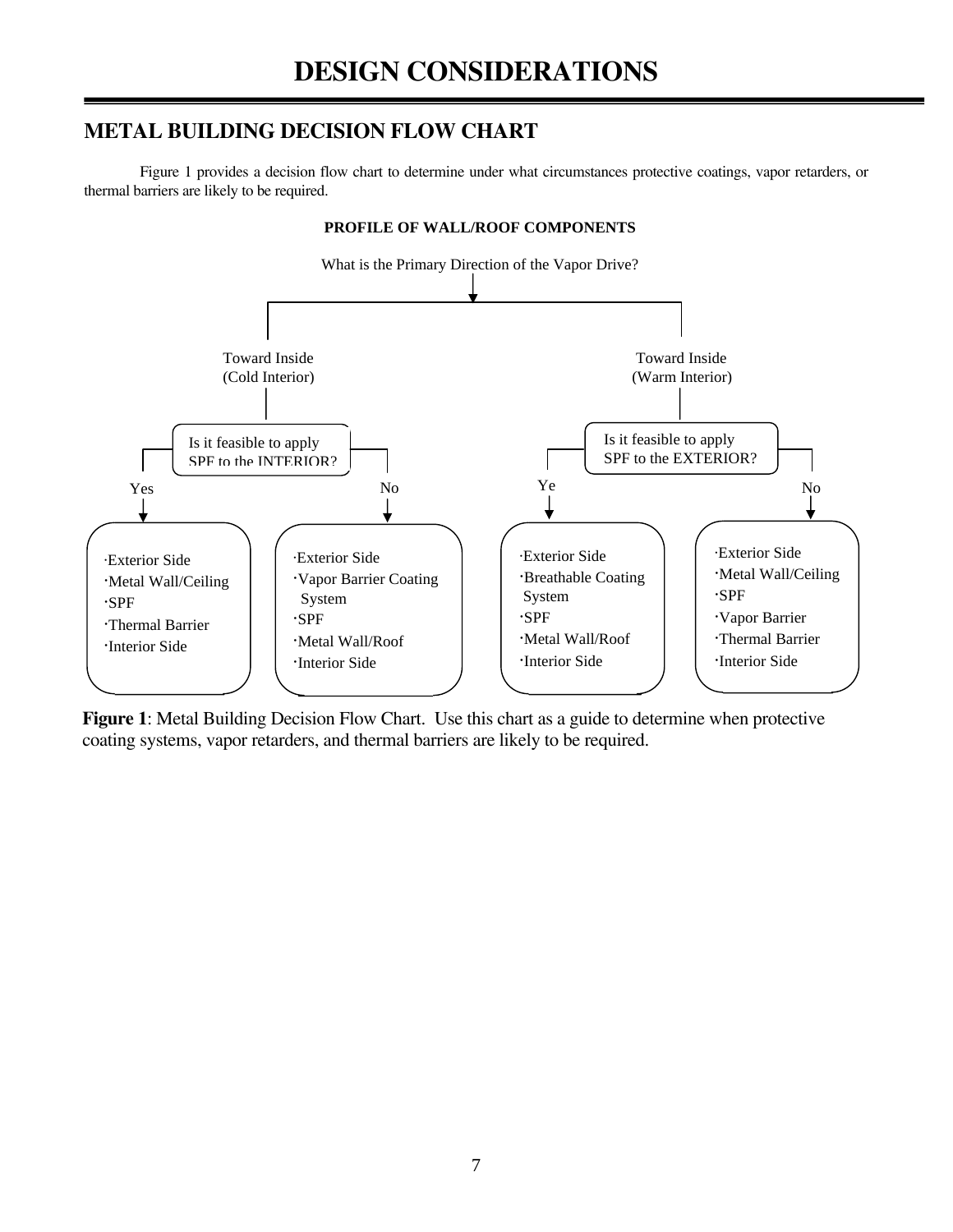# DESIGN CONSIDERATIONS

## METAL BUILDING DECISION FLOW CHART

Figure 1 provides a decision flow chart to determine under what circumstances protective coatings, vapor retarders, or thermal barriers are likely to be required.

**PROFILE OF WALL/ROOF COMPONENTS**

What is the Primary Direction of the Vapor Drive?

- **Toward Inside (Cold Interior)**
  - Is it feasible to apply SPF to the INTERIOR?
    - **Yes**
      - ·Exterior Side
      - ·Metal Wall/Ceiling
      - ·SPF
      - ·Thermal Barrier
      - ·Interior Side
    - **No**
      - ·Exterior Side
      - ·Vapor Barrier Coating System
      - ·SPF
      - ·Metal Wall/Roof
      - ·Interior Side
- **Toward Inside (Warm Interior)**
  - Is it feasible to apply SPF to the EXTERIOR?
    - **Ye**
      - ·Exterior Side
      - ·Breathable Coating System
      - ·SPF
      - ·Metal Wall/Roof
      - ·Interior Side
    - **No**
      - ·Exterior Side
      - ·Metal Wall/Ceiling
      - ·SPF
      - ·Vapor Barrier
      - ·Thermal Barrier
      - ·Interior Side

**Figure 1**: Metal Building Decision Flow Chart. Use this chart as a guide to determine when protective coating systems, vapor retarders, and thermal barriers are likely to be required.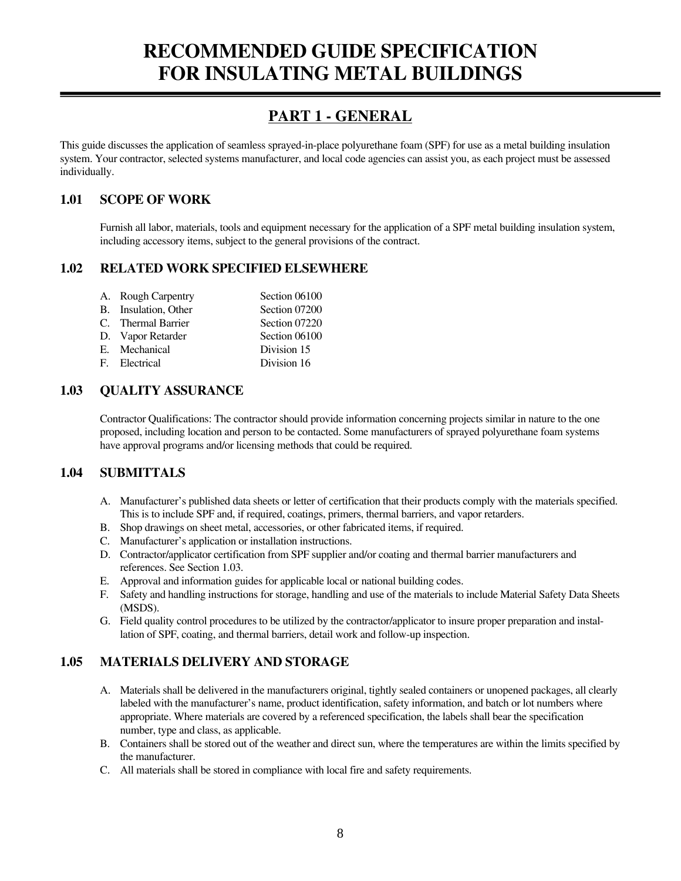# RECOMMENDED GUIDE SPECIFICATION FOR INSULATING METAL BUILDINGS

## PART 1 - GENERAL

This guide discusses the application of seamless sprayed-in-place polyurethane foam (SPF) for use as a metal building insulation system. Your contractor, selected systems manufacturer, and local code agencies can assist you, as each project must be assessed individually.

### 1.01 SCOPE OF WORK

Furnish all labor, materials, tools and equipment necessary for the application of a SPF metal building insulation system, including accessory items, subject to the general provisions of the contract.

### 1.02 RELATED WORK SPECIFIED ELSEWHERE

| | |
|---|---|
| A. Rough Carpentry | Section 06100 |
| B. Insulation, Other | Section 07200 |
| C. Thermal Barrier | Section 07220 |
| D. Vapor Retarder | Section 06100 |
| E. Mechanical | Division 15 |
| F. Electrical | Division 16 |

### 1.03 QUALITY ASSURANCE

Contractor Qualifications: The contractor should provide information concerning projects similar in nature to the one proposed, including location and person to be contacted. Some manufacturers of sprayed polyurethane foam systems have approval programs and/or licensing methods that could be required.

### 1.04 SUBMITTALS

A. Manufacturer's published data sheets or letter of certification that their products comply with the materials specified. This is to include SPF and, if required, coatings, primers, thermal barriers, and vapor retarders.
B. Shop drawings on sheet metal, accessories, or other fabricated items, if required.
C. Manufacturer's application or installation instructions.
D. Contractor/applicator certification from SPF supplier and/or coating and thermal barrier manufacturers and references. See Section 1.03.
E. Approval and information guides for applicable local or national building codes.
F. Safety and handling instructions for storage, handling and use of the materials to include Material Safety Data Sheets (MSDS).
G. Field quality control procedures to be utilized by the contractor/applicator to insure proper preparation and installation of SPF, coating, and thermal barriers, detail work and follow-up inspection.

### 1.05 MATERIALS DELIVERY AND STORAGE

A. Materials shall be delivered in the manufacturers original, tightly sealed containers or unopened packages, all clearly labeled with the manufacturer's name, product identification, safety information, and batch or lot numbers where appropriate. Where materials are covered by a referenced specification, the labels shall bear the specification number, type and class, as applicable.
B. Containers shall be stored out of the weather and direct sun, where the temperatures are within the limits specified by the manufacturer.
C. All materials shall be stored in compliance with local fire and safety requirements.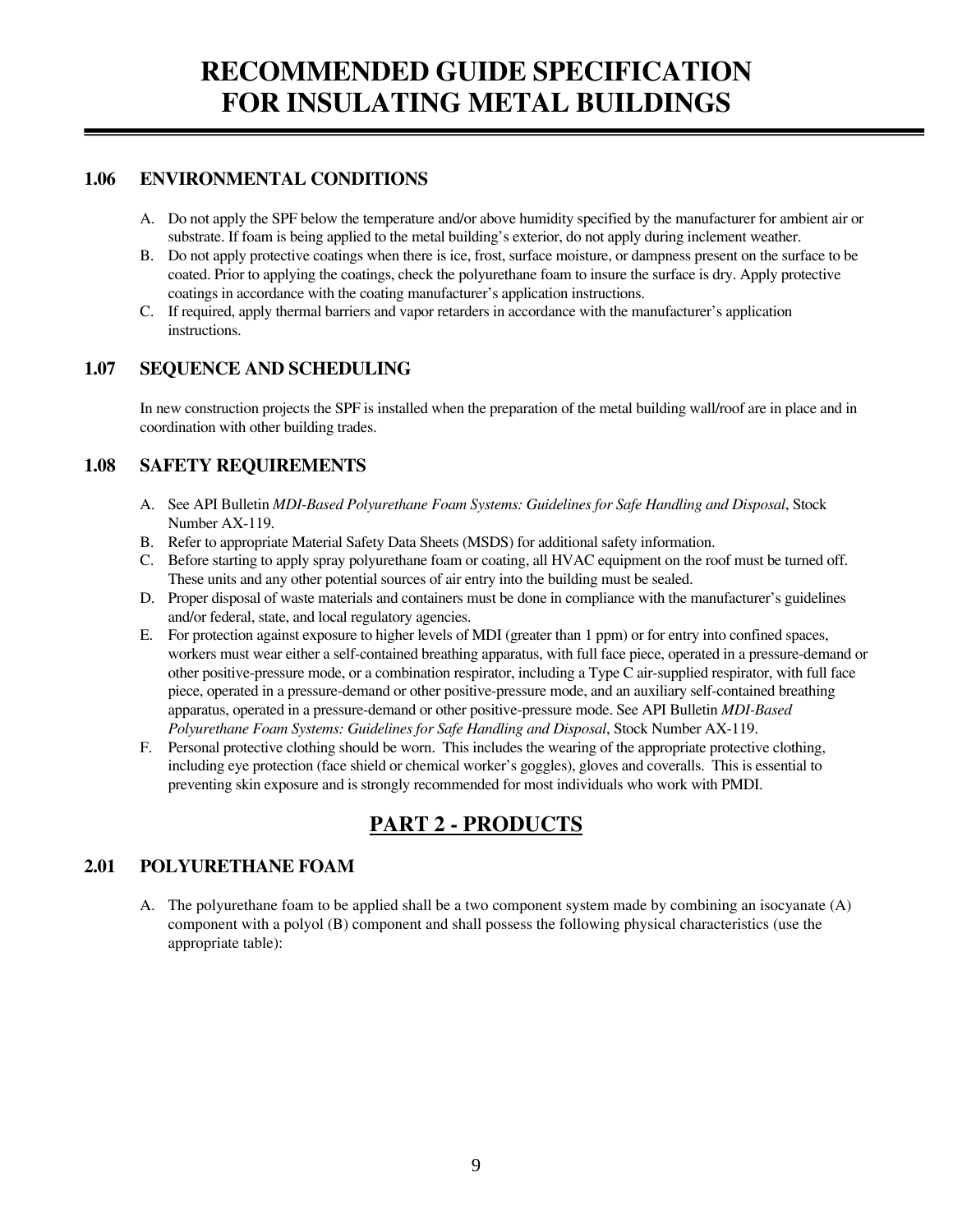## 1.06 ENVIRONMENTAL CONDITIONS

A. Do not apply the SPF below the temperature and/or above humidity specified by the manufacturer for ambient air or substrate. If foam is being applied to the metal building's exterior, do not apply during inclement weather.
B. Do not apply protective coatings when there is ice, frost, surface moisture, or dampness present on the surface to be coated. Prior to applying the coatings, check the polyurethane foam to insure the surface is dry. Apply protective coatings in accordance with the coating manufacturer's application instructions.
C. If required, apply thermal barriers and vapor retarders in accordance with the manufacturer's application instructions.

## 1.07 SEQUENCE AND SCHEDULING

In new construction projects the SPF is installed when the preparation of the metal building wall/roof are in place and in coordination with other building trades.

## 1.08 SAFETY REQUIREMENTS

A. See API Bulletin *MDI-Based Polyurethane Foam Systems: Guidelines for Safe Handling and Disposal*, Stock Number AX-119.
B. Refer to appropriate Material Safety Data Sheets (MSDS) for additional safety information.
C. Before starting to apply spray polyurethane foam or coating, all HVAC equipment on the roof must be turned off. These units and any other potential sources of air entry into the building must be sealed.
D. Proper disposal of waste materials and containers must be done in compliance with the manufacturer's guidelines and/or federal, state, and local regulatory agencies.
E. For protection against exposure to higher levels of MDI (greater than 1 ppm) or for entry into confined spaces, workers must wear either a self-contained breathing apparatus, with full face piece, operated in a pressure-demand or other positive-pressure mode, or a combination respirator, including a Type C air-supplied respirator, with full face piece, operated in a pressure-demand or other positive-pressure mode, and an auxiliary self-contained breathing apparatus, operated in a pressure-demand or other positive-pressure mode. See API Bulletin *MDI-Based Polyurethane Foam Systems: Guidelines for Safe Handling and Disposal*, Stock Number AX-119.
F. Personal protective clothing should be worn. This includes the wearing of the appropriate protective clothing, including eye protection (face shield or chemical worker's goggles), gloves and coveralls. This is essential to preventing skin exposure and is strongly recommended for most individuals who work with PMDI.

# PART 2 - PRODUCTS

## 2.01 POLYURETHANE FOAM

A. The polyurethane foam to be applied shall be a two component system made by combining an isocyanate (A) component with a polyol (B) component and shall possess the following physical characteristics (use the appropriate table):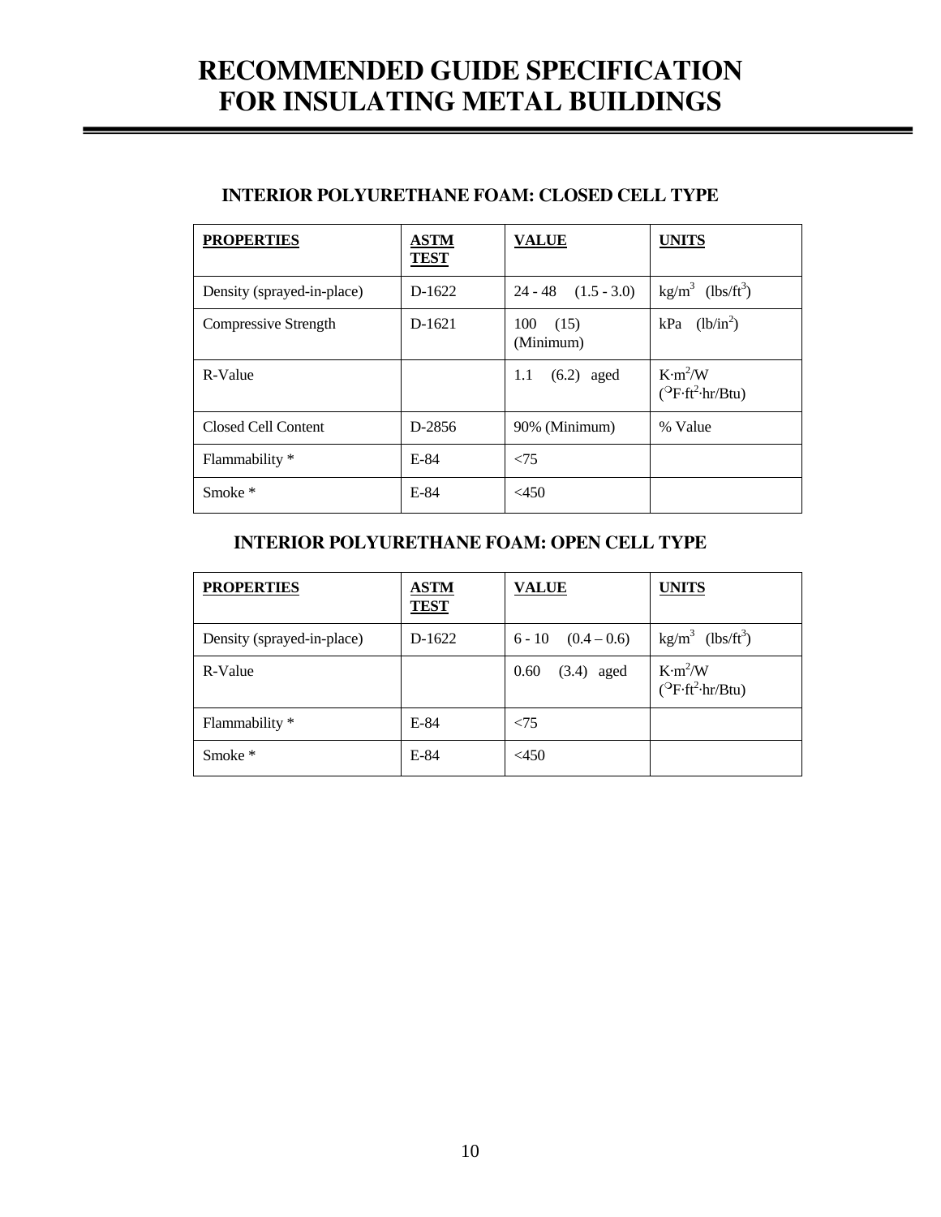# RECOMMENDED GUIDE SPECIFICATION FOR INSULATING METAL BUILDINGS

## INTERIOR POLYURETHANE FOAM: CLOSED CELL TYPE

| PROPERTIES | ASTM TEST | VALUE | UNITS |
|---|---|---|---|
| Density (sprayed-in-place) | D-1622 | 24 - 48 (1.5 - 3.0) | $kg/m^3$ ($lbs/ft^3$) |
| Compressive Strength | D-1621 | 100 (15) (Minimum) | kPa ($lb/in^2$) |
| R-Value | | 1.1 (6.2) aged | $K{\cdot}m^2/W$ ($^{\circ}F{\cdot}ft^2{\cdot}hr/Btu$) |
| Closed Cell Content | D-2856 | 90% (Minimum) | % Value |
| Flammability * | E-84 | <75 | |
| Smoke * | E-84 | <450 | |

## INTERIOR POLYURETHANE FOAM: OPEN CELL TYPE

| PROPERTIES | ASTM TEST | VALUE | UNITS |
|---|---|---|---|
| Density (sprayed-in-place) | D-1622 | 6 - 10 (0.4 – 0.6) | $kg/m^3$ ($lbs/ft^3$) |
| R-Value | | 0.60 (3.4) aged | $K{\cdot}m^2/W$ ($^{\circ}F{\cdot}ft^2{\cdot}hr/Btu$) |
| Flammability * | E-84 | <75 | |
| Smoke * | E-84 | <450 | |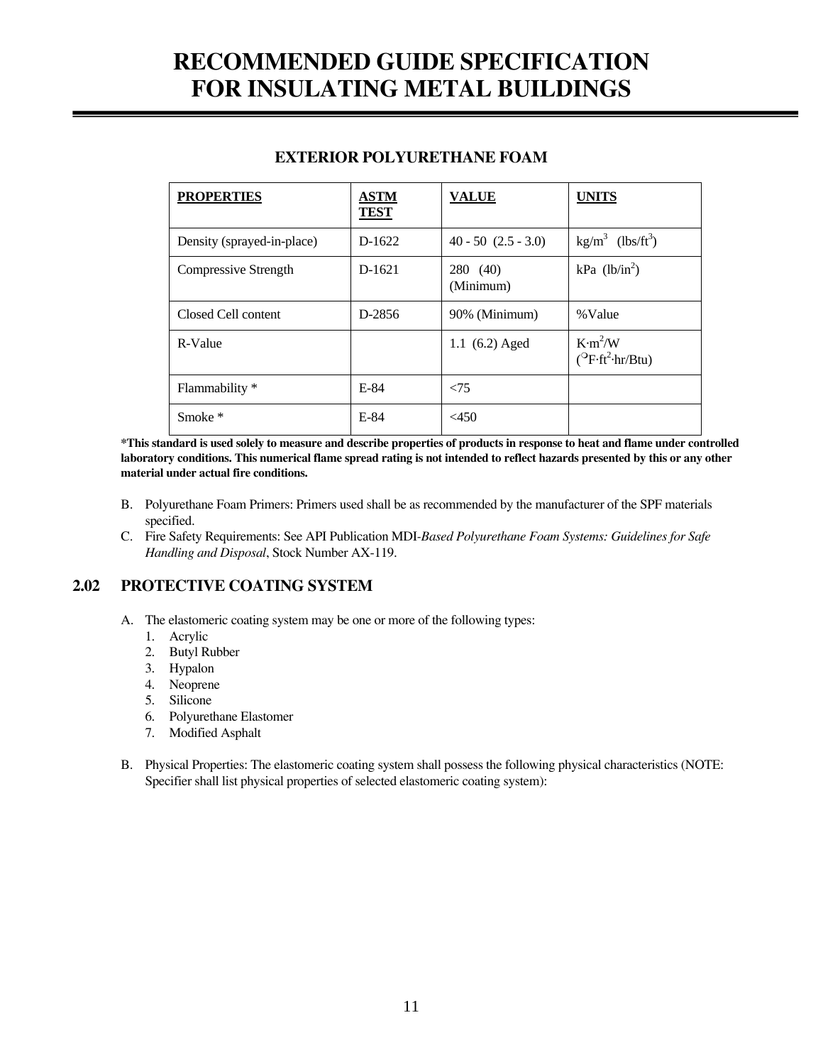## EXTERIOR POLYURETHANE FOAM

| PROPERTIES | ASTM TEST | VALUE | UNITS |
|---|---|---|---|
| Density (sprayed-in-place) | D-1622 | 40 - 50 (2.5 - 3.0) | $kg/m^3$ ($lbs/ft^3$) |
| Compressive Strength | D-1621 | 280 (40) (Minimum) | kPa ($lb/in^2$) |
| Closed Cell content | D-2856 | 90% (Minimum) | %Value |
| R-Value | | 1.1 (6.2) Aged | $K{\cdot}m^2/W$ ($^{\circ}F{\cdot}ft^2{\cdot}hr/Btu$) |
| Flammability * | E-84 | <75 | |
| Smoke * | E-84 | <450 | |

**\*This standard is used solely to measure and describe properties of products in response to heat and flame under controlled laboratory conditions. This numerical flame spread rating is not intended to reflect hazards presented by this or any other material under actual fire conditions.**

B. Polyurethane Foam Primers: Primers used shall be as recommended by the manufacturer of the SPF materials specified.

C. Fire Safety Requirements: See API Publication MDI-*Based Polyurethane Foam Systems: Guidelines for Safe Handling and Disposal*, Stock Number AX-119.

## 2.02 PROTECTIVE COATING SYSTEM

A. The elastomeric coating system may be one or more of the following types:
1. Acrylic
2. Butyl Rubber
3. Hypalon
4. Neoprene
5. Silicone
6. Polyurethane Elastomer
7. Modified Asphalt

B. Physical Properties: The elastomeric coating system shall possess the following physical characteristics (NOTE: Specifier shall list physical properties of selected elastomeric coating system):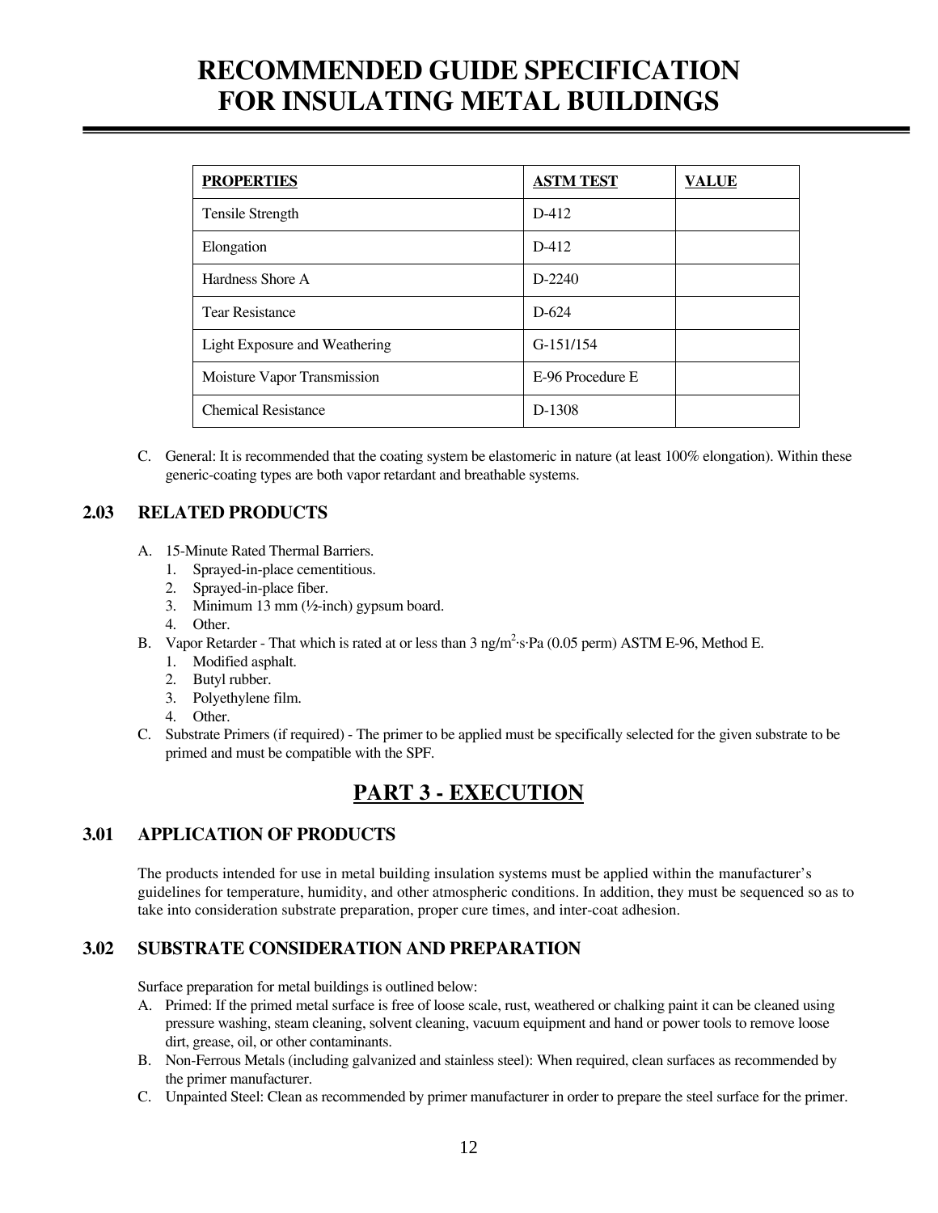| PROPERTIES | ASTM TEST | VALUE |
|---|---|---|
| Tensile Strength | D-412 | |
| Elongation | D-412 | |
| Hardness Shore A | D-2240 | |
| Tear Resistance | D-624 | |
| Light Exposure and Weathering | G-151/154 | |
| Moisture Vapor Transmission | E-96 Procedure E | |
| Chemical Resistance | D-1308 | |

C. General: It is recommended that the coating system be elastomeric in nature (at least 100% elongation). Within these generic-coating types are both vapor retardant and breathable systems.

### 2.03 RELATED PRODUCTS

A. 15-Minute Rated Thermal Barriers.
   1. Sprayed-in-place cementitious.
   2. Sprayed-in-place fiber.
   3. Minimum 13 mm (½-inch) gypsum board.
   4. Other.

B. Vapor Retarder - That which is rated at or less than 3 $ng/m^2 \cdot s \cdot Pa$ (0.05 perm) ASTM E-96, Method E.
   1. Modified asphalt.
   2. Butyl rubber.
   3. Polyethylene film.
   4. Other.

C. Substrate Primers (if required) - The primer to be applied must be specifically selected for the given substrate to be primed and must be compatible with the SPF.

## PART 3 - EXECUTION

### 3.01 APPLICATION OF PRODUCTS

The products intended for use in metal building insulation systems must be applied within the manufacturer's guidelines for temperature, humidity, and other atmospheric conditions. In addition, they must be sequenced so as to take into consideration substrate preparation, proper cure times, and inter-coat adhesion.

### 3.02 SUBSTRATE CONSIDERATION AND PREPARATION

Surface preparation for metal buildings is outlined below:

A. Primed: If the primed metal surface is free of loose scale, rust, weathered or chalking paint it can be cleaned using pressure washing, steam cleaning, solvent cleaning, vacuum equipment and hand or power tools to remove loose dirt, grease, oil, or other contaminants.

B. Non-Ferrous Metals (including galvanized and stainless steel): When required, clean surfaces as recommended by the primer manufacturer.

C. Unpainted Steel: Clean as recommended by primer manufacturer in order to prepare the steel surface for the primer.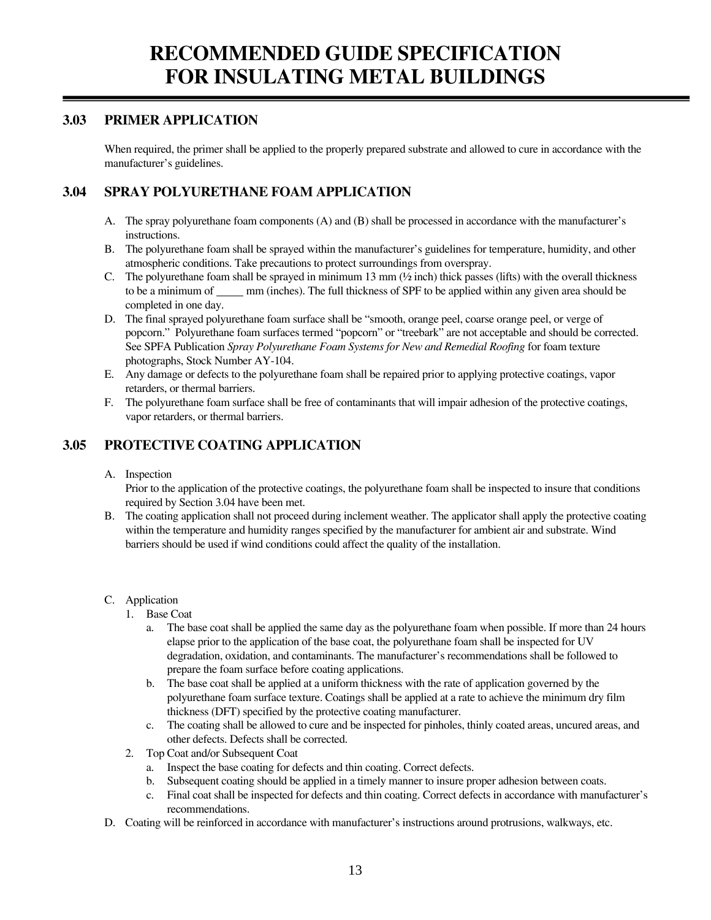## 3.03 PRIMER APPLICATION

When required, the primer shall be applied to the properly prepared substrate and allowed to cure in accordance with the manufacturer's guidelines.

## 3.04 SPRAY POLYURETHANE FOAM APPLICATION

A. The spray polyurethane foam components (A) and (B) shall be processed in accordance with the manufacturer's instructions.

B. The polyurethane foam shall be sprayed within the manufacturer's guidelines for temperature, humidity, and other atmospheric conditions. Take precautions to protect surroundings from overspray.

C. The polyurethane foam shall be sprayed in minimum 13 mm (½ inch) thick passes (lifts) with the overall thickness to be a minimum of _____ mm (inches). The full thickness of SPF to be applied within any given area should be completed in one day.

D. The final sprayed polyurethane foam surface shall be "smooth, orange peel, coarse orange peel, or verge of popcorn." Polyurethane foam surfaces termed "popcorn" or "treebark" are not acceptable and should be corrected. See SPFA Publication *Spray Polyurethane Foam Systems for New and Remedial Roofing* for foam texture photographs, Stock Number AY-104.

E. Any damage or defects to the polyurethane foam shall be repaired prior to applying protective coatings, vapor retarders, or thermal barriers.

F. The polyurethane foam surface shall be free of contaminants that will impair adhesion of the protective coatings, vapor retarders, or thermal barriers.

## 3.05 PROTECTIVE COATING APPLICATION

A. Inspection
   Prior to the application of the protective coatings, the polyurethane foam shall be inspected to insure that conditions required by Section 3.04 have been met.

B. The coating application shall not proceed during inclement weather. The applicator shall apply the protective coating within the temperature and humidity ranges specified by the manufacturer for ambient air and substrate. Wind barriers should be used if wind conditions could affect the quality of the installation.

C. Application
   1. Base Coat
      a. The base coat shall be applied the same day as the polyurethane foam when possible. If more than 24 hours elapse prior to the application of the base coat, the polyurethane foam shall be inspected for UV degradation, oxidation, and contaminants. The manufacturer's recommendations shall be followed to prepare the foam surface before coating applications.
      b. The base coat shall be applied at a uniform thickness with the rate of application governed by the polyurethane foam surface texture. Coatings shall be applied at a rate to achieve the minimum dry film thickness (DFT) specified by the protective coating manufacturer.
      c. The coating shall be allowed to cure and be inspected for pinholes, thinly coated areas, uncured areas, and other defects. Defects shall be corrected.
   2. Top Coat and/or Subsequent Coat
      a. Inspect the base coating for defects and thin coating. Correct defects.
      b. Subsequent coating should be applied in a timely manner to insure proper adhesion between coats.
      c. Final coat shall be inspected for defects and thin coating. Correct defects in accordance with manufacturer's recommendations.

D. Coating will be reinforced in accordance with manufacturer's instructions around protrusions, walkways, etc.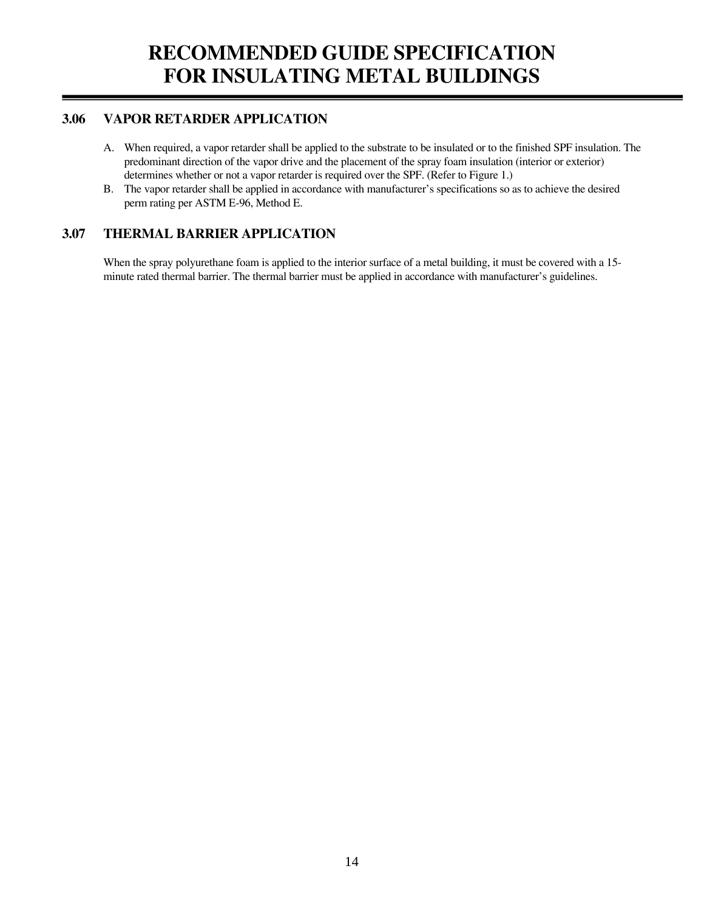## 3.06 VAPOR RETARDER APPLICATION

A. When required, a vapor retarder shall be applied to the substrate to be insulated or to the finished SPF insulation. The predominant direction of the vapor drive and the placement of the spray foam insulation (interior or exterior) determines whether or not a vapor retarder is required over the SPF. (Refer to Figure 1.)

B. The vapor retarder shall be applied in accordance with manufacturer's specifications so as to achieve the desired perm rating per ASTM E-96, Method E.

## 3.07 THERMAL BARRIER APPLICATION

When the spray polyurethane foam is applied to the interior surface of a metal building, it must be covered with a 15-minute rated thermal barrier. The thermal barrier must be applied in accordance with manufacturer's guidelines.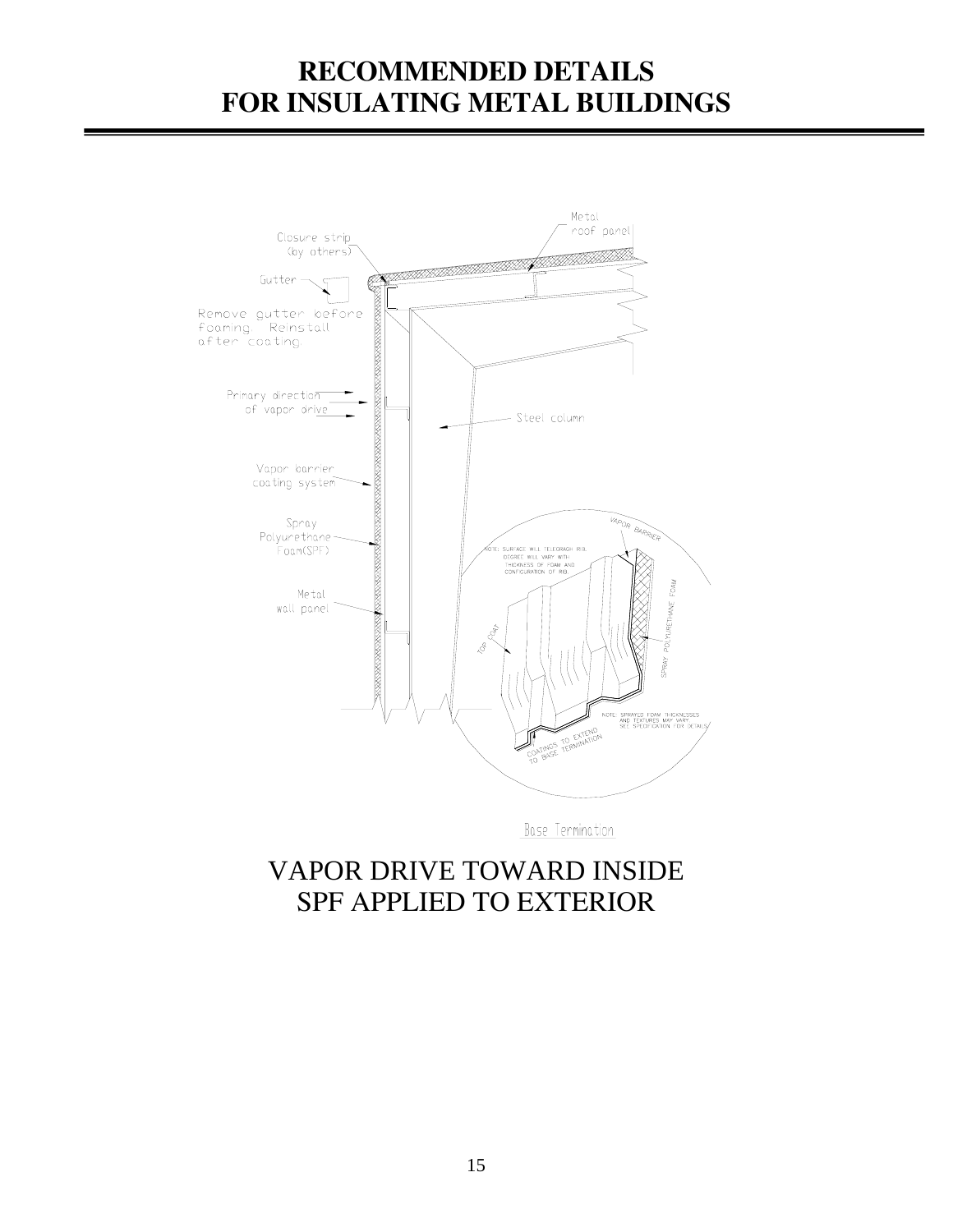# RECOMMENDED DETAILS
# FOR INSULATING METAL BUILDINGS

Metal roof panel

Closure strip (by others)

Gutter

Remove gutter before foaming. Reinstall after coating.

Primary direction of vapor drive

Steel column

Vapor barrier coating system

Spray Polyurethane Foam(SPF)

Metal wall panel

VAPOR BARRIER

NOTE: SURFACE WILL TELEGRAPH RIB. DEGREE WILL VARY WITH THICKNESS OF FOAM AND CONFIGURATION OF RIB.

TOP COAT

SPRAY POLYURETHANE FOAM

NOTE: SPRAYED FOAM THICKNESSES AND TEXTURES MAY VARY. SEE SPECIFICATION FOR DETAILS.

COATINGS TO EXTEND TO BASE TERMINATION

Base Termination

## VAPOR DRIVE TOWARD INSIDE
## SPF APPLIED TO EXTERIOR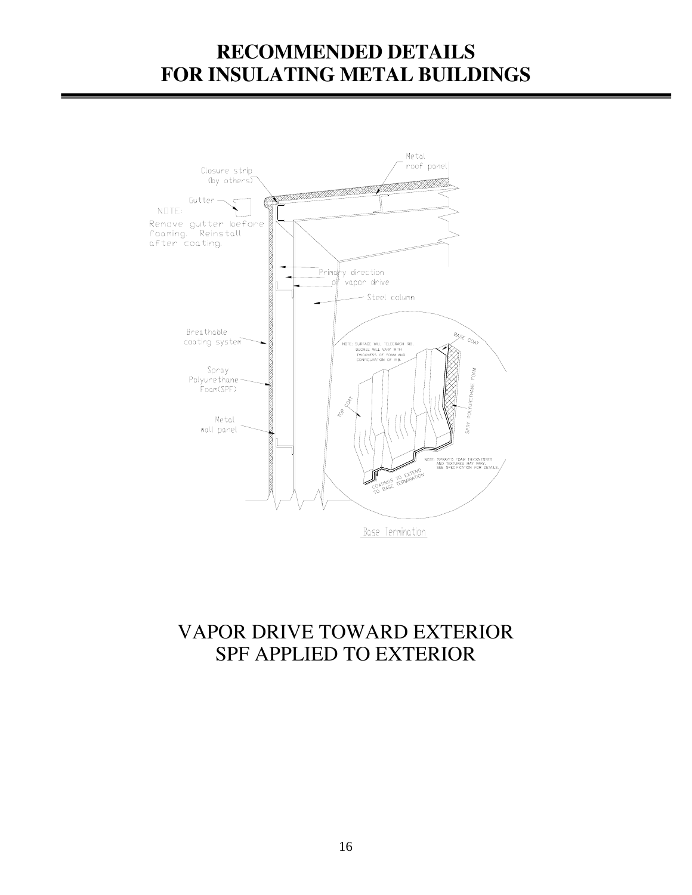# RECOMMENDED DETAILS FOR INSULATING METAL BUILDINGS

Metal roof panel

Closure strip (by others)

Gutter

NOTE: Remove gutter before foaming. Reinstall after coating.

Primary direction of vapor drive

Steel column

Breathable coating system

Spray Polyurethane Foam(SPF)

Metal wall panel

NOTE: SURFACE WILL TELEGRAPH RIB. DEGREE WILL VARY WITH THICKNESS OF FOAM AND CONFIGURATION OF RIB.

BASE COAT

TOP COAT

SPRAY POLYURETHANE FOAM

NOTE: SPRAYED FOAM THICKNESSES AND TEXTURES MAY VARY. SEE SPECIFICATION FOR DETAILS.

COATINGS TO EXTEND TO BASE TERMINATION

Base Termination

VAPOR DRIVE TOWARD EXTERIOR
SPF APPLIED TO EXTERIOR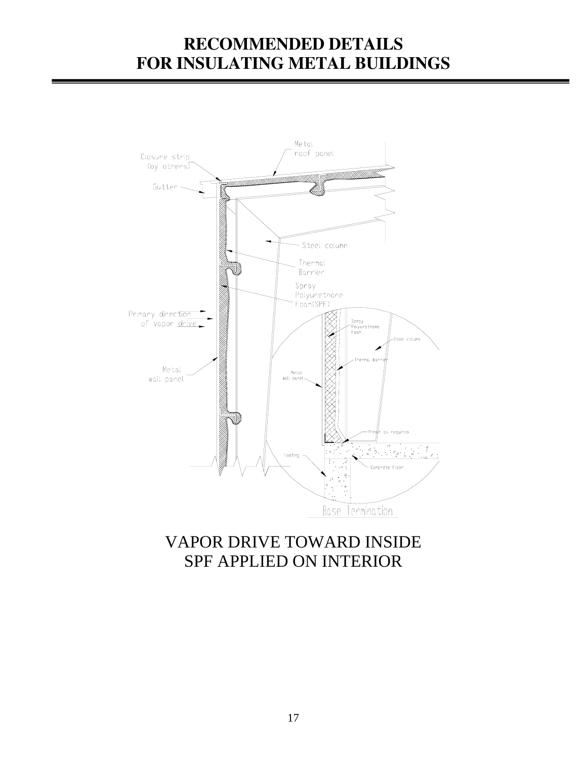# RECOMMENDED DETAILS
# FOR INSULATING METAL BUILDINGS

Metal roof panel

Closure strip (by others)

Gutter

Steel column

Thermal Barrier

Spray Polyurethane Foam(SPF)

Primary direction of vapor drive

Metal wall panel

Spray Polyurethane Foam

Steel column

Thermal barrier

Metal wall panel

Primer as required

Footing

Concrete Floor

Base Termination

VAPOR DRIVE TOWARD INSIDE
SPF APPLIED ON INTERIOR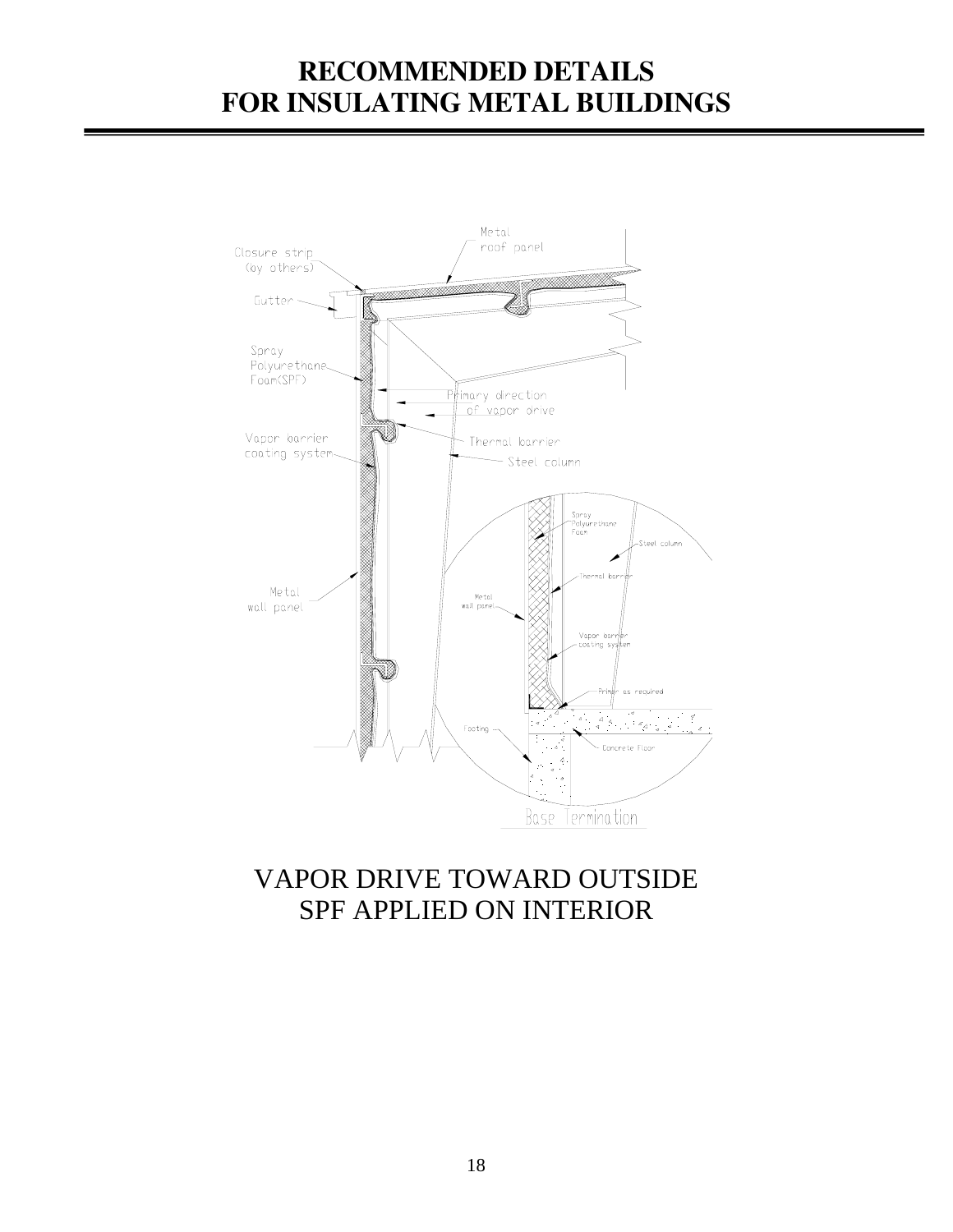# RECOMMENDED DETAILS
# FOR INSULATING METAL BUILDINGS

Metal roof panel

Closure strip (by others)

Gutter

Spray Polyurethane Foam(SPF)

Primary direction of vapor drive

Vapor barrier coating system

Thermal barrier

Steel column

Metal wall panel

Spray Polyurethane Foam

Steel column

Thermal barrier

Metal wall panel

Vapor barrier coating system

Primer as required

Footing

Concrete Floor

Base Termination

VAPOR DRIVE TOWARD OUTSIDE
SPF APPLIED ON INTERIOR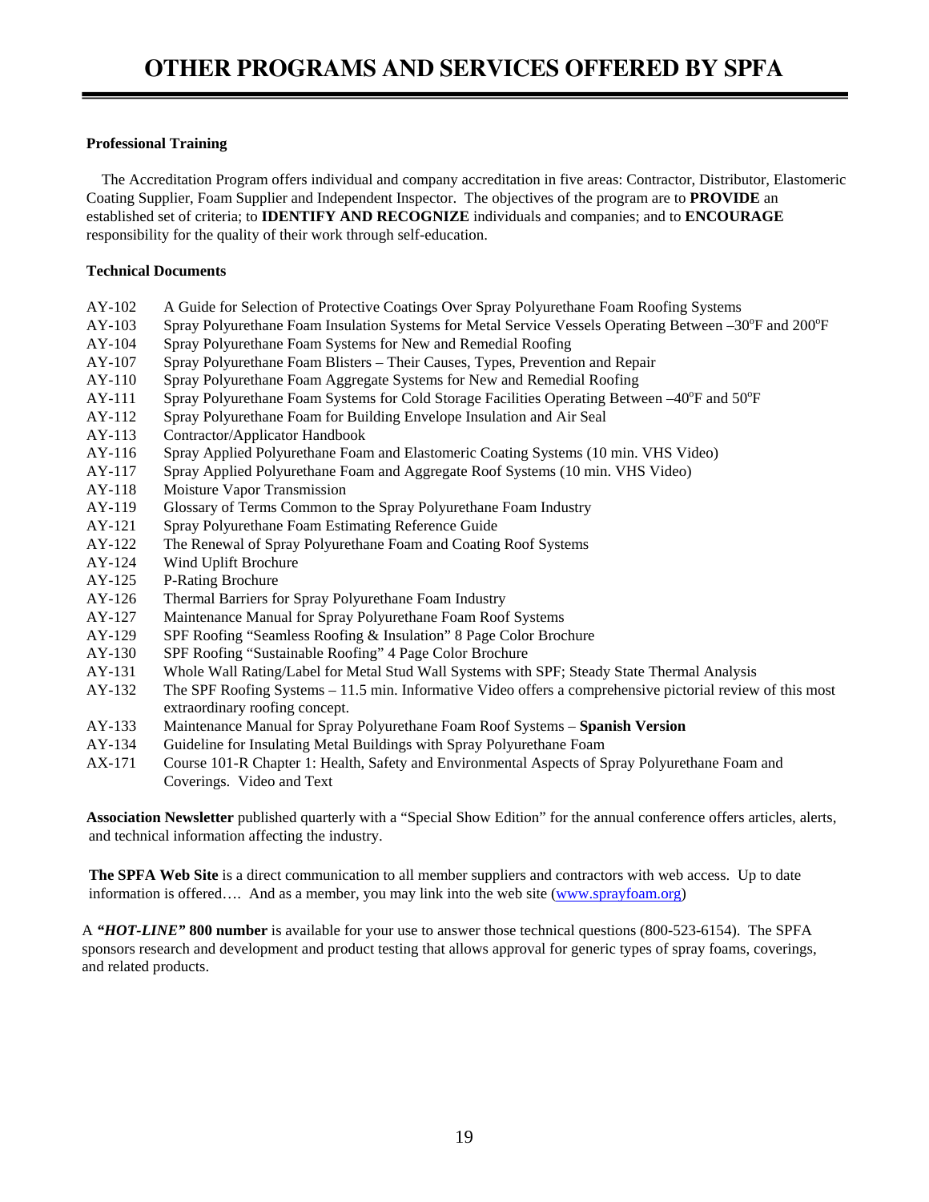# OTHER PROGRAMS AND SERVICES OFFERED BY SPFA

**Professional Training**

The Accreditation Program offers individual and company accreditation in five areas: Contractor, Distributor, Elastomeric Coating Supplier, Foam Supplier and Independent Inspector. The objectives of the program are to **PROVIDE** an established set of criteria; to **IDENTIFY AND RECOGNIZE** individuals and companies; and to **ENCOURAGE** responsibility for the quality of their work through self-education.

**Technical Documents**

| | |
|---|---|
| AY-102 | A Guide for Selection of Protective Coatings Over Spray Polyurethane Foam Roofing Systems |
| AY-103 | Spray Polyurethane Foam Insulation Systems for Metal Service Vessels Operating Between –30°F and 200°F |
| AY-104 | Spray Polyurethane Foam Systems for New and Remedial Roofing |
| AY-107 | Spray Polyurethane Foam Blisters – Their Causes, Types, Prevention and Repair |
| AY-110 | Spray Polyurethane Foam Aggregate Systems for New and Remedial Roofing |
| AY-111 | Spray Polyurethane Foam Systems for Cold Storage Facilities Operating Between –40°F and 50°F |
| AY-112 | Spray Polyurethane Foam for Building Envelope Insulation and Air Seal |
| AY-113 | Contractor/Applicator Handbook |
| AY-116 | Spray Applied Polyurethane Foam and Elastomeric Coating Systems (10 min. VHS Video) |
| AY-117 | Spray Applied Polyurethane Foam and Aggregate Roof Systems (10 min. VHS Video) |
| AY-118 | Moisture Vapor Transmission |
| AY-119 | Glossary of Terms Common to the Spray Polyurethane Foam Industry |
| AY-121 | Spray Polyurethane Foam Estimating Reference Guide |
| AY-122 | The Renewal of Spray Polyurethane Foam and Coating Roof Systems |
| AY-124 | Wind Uplift Brochure |
| AY-125 | P-Rating Brochure |
| AY-126 | Thermal Barriers for Spray Polyurethane Foam Industry |
| AY-127 | Maintenance Manual for Spray Polyurethane Foam Roof Systems |
| AY-129 | SPF Roofing "Seamless Roofing & Insulation" 8 Page Color Brochure |
| AY-130 | SPF Roofing "Sustainable Roofing" 4 Page Color Brochure |
| AY-131 | Whole Wall Rating/Label for Metal Stud Wall Systems with SPF; Steady State Thermal Analysis |
| AY-132 | The SPF Roofing Systems – 11.5 min. Informative Video offers a comprehensive pictorial review of this most extraordinary roofing concept. |
| AY-133 | Maintenance Manual for Spray Polyurethane Foam Roof Systems – **Spanish Version** |
| AY-134 | Guideline for Insulating Metal Buildings with Spray Polyurethane Foam |
| AX-171 | Course 101-R Chapter 1: Health, Safety and Environmental Aspects of Spray Polyurethane Foam and Coverings. Video and Text |

**Association Newsletter** published quarterly with a "Special Show Edition" for the annual conference offers articles, alerts, and technical information affecting the industry.

**The SPFA Web Site** is a direct communication to all member suppliers and contractors with web access. Up to date information is offered…. And as a member, you may link into the web site (www.sprayfoam.org)

A ***"HOT-LINE"* 800 number** is available for your use to answer those technical questions (800-523-6154). The SPFA sponsors research and development and product testing that allows approval for generic types of spray foams, coverings, and related products.